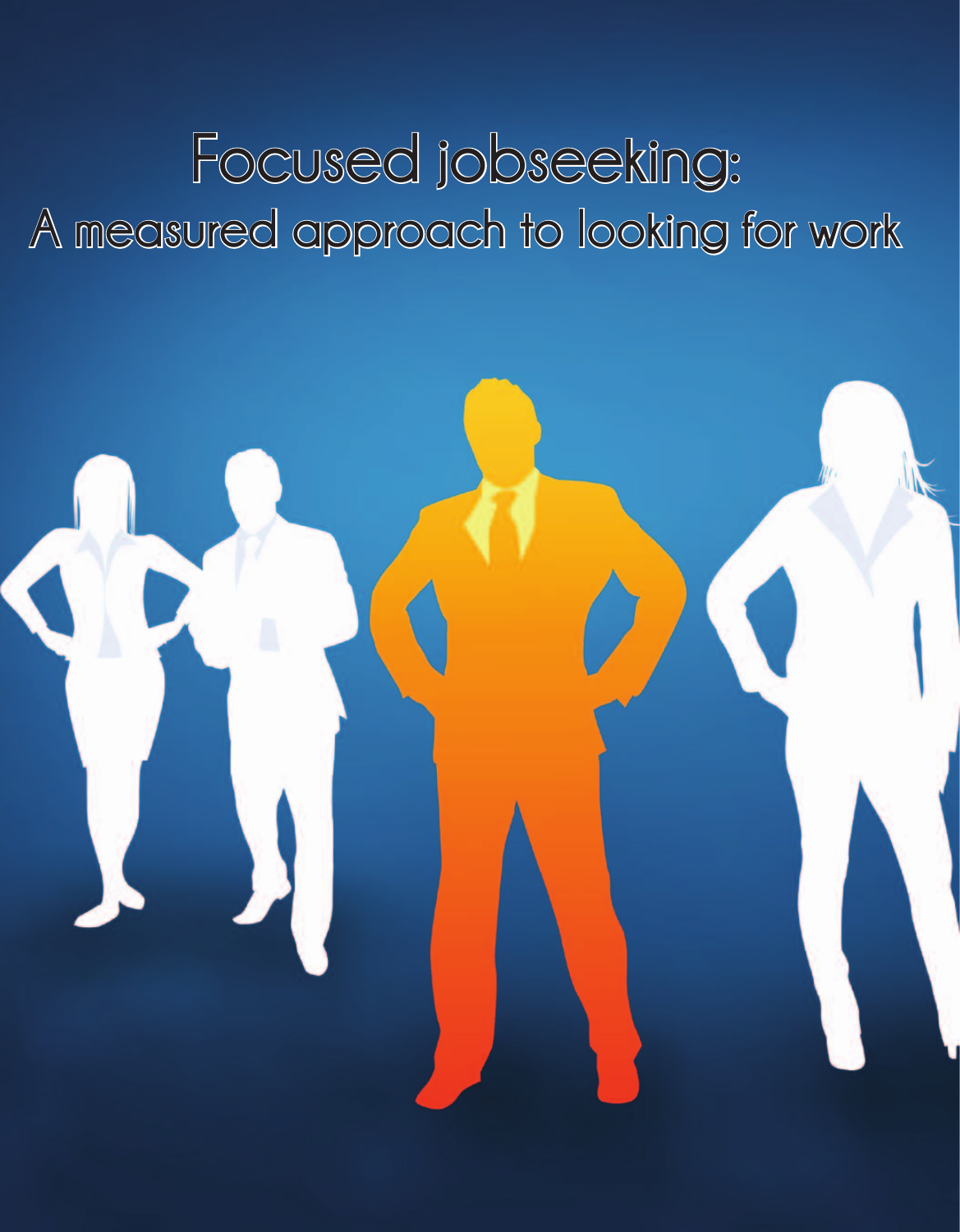# Focused jobseeking:

## A measured approach to looking for work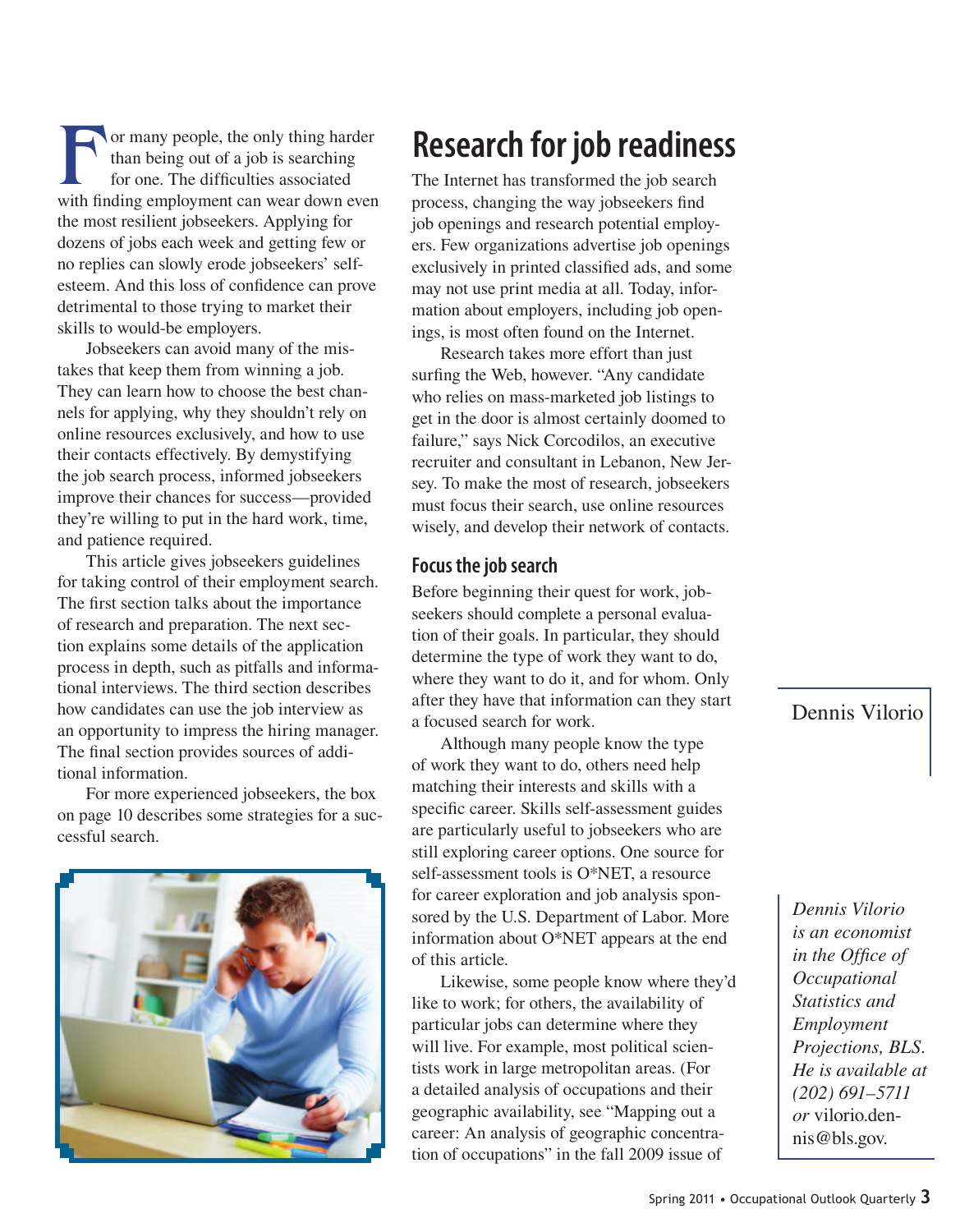For many people, the only thing harder than being out of a job is searching for one. The difficulties associated with finding employment can wear down even the most resilient jobseekers. Applying for dozens of jobs each week and getting few or no replies can slowly erode jobseekers' self-esteem. And this loss of confidence can prove detrimental to those trying to market their skills to would-be employers.

Jobseekers can avoid many of the mistakes that keep them from winning a job. They can learn how to choose the best channels for applying, why they shouldn't rely on online resources exclusively, and how to use their contacts effectively. By demystifying the job search process, informed jobseekers improve their chances for success—provided they're willing to put in the hard work, time, and patience required.

This article gives jobseekers guidelines for taking control of their employment search. The first section talks about the importance of research and preparation. The next section explains some details of the application process in depth, such as pitfalls and informational interviews. The third section describes how candidates can use the job interview as an opportunity to impress the hiring manager. The final section provides sources of additional information.

For more experienced jobseekers, the box on page 10 describes some strategies for a successful search.

Dennis Vilorio

*Dennis Vilorio is an economist in the Office of Occupational Statistics and Employment Projections, BLS. He is available at (202) 691–5711 or* vilorio.dennis@bls.gov.

## Research for job readiness

The Internet has transformed the job search process, changing the way jobseekers find job openings and research potential employers. Few organizations advertise job openings exclusively in printed classified ads, and some may not use print media at all. Today, information about employers, including job openings, is most often found on the Internet.

Research takes more effort than just surfing the Web, however. "Any candidate who relies on mass-marketed job listings to get in the door is almost certainly doomed to failure," says Nick Corcodilos, an executive recruiter and consultant in Lebanon, New Jersey. To make the most of research, jobseekers must focus their search, use online resources wisely, and develop their network of contacts.

### Focus the job search

Before beginning their quest for work, jobseekers should complete a personal evaluation of their goals. In particular, they should determine the type of work they want to do, where they want to do it, and for whom. Only after they have that information can they start a focused search for work.

Although many people know the type of work they want to do, others need help matching their interests and skills with a specific career. Skills self-assessment guides are particularly useful to jobseekers who are still exploring career options. One source for self-assessment tools is O*NET, a resource for career exploration and job analysis sponsored by the U.S. Department of Labor. More information about O*NET appears at the end of this article.

Likewise, some people know where they'd like to work; for others, the availability of particular jobs can determine where they will live. For example, most political scientists work in large metropolitan areas. (For a detailed analysis of occupations and their geographic availability, see "Mapping out a career: An analysis of geographic concentration of occupations" in the fall 2009 issue of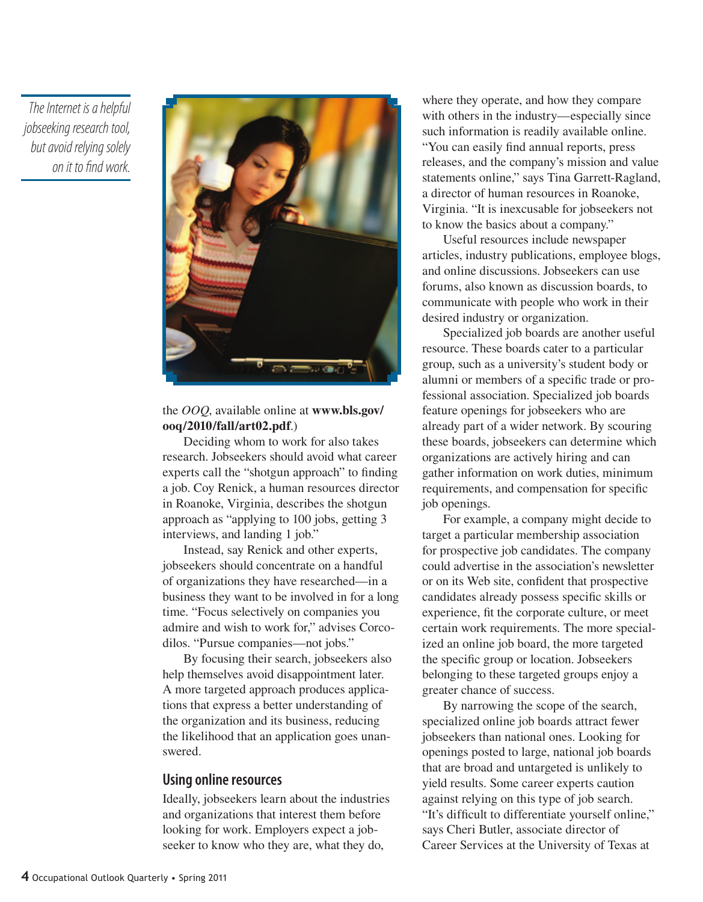*The Internet is a helpful jobseeking research tool, but avoid relying solely on it to find work.*

the *OOQ*, available online at **www.bls.gov/ooq/2010/fall/art02.pdf**.)

Deciding whom to work for also takes research. Jobseekers should avoid what career experts call the "shotgun approach" to finding a job. Coy Renick, a human resources director in Roanoke, Virginia, describes the shotgun approach as "applying to 100 jobs, getting 3 interviews, and landing 1 job."

Instead, say Renick and other experts, jobseekers should concentrate on a handful of organizations they have researched—in a business they want to be involved in for a long time. "Focus selectively on companies you admire and wish to work for," advises Corcodilos. "Pursue companies—not jobs."

By focusing their search, jobseekers also help themselves avoid disappointment later. A more targeted approach produces applications that express a better understanding of the organization and its business, reducing the likelihood that an application goes unanswered.

## Using online resources

Ideally, jobseekers learn about the industries and organizations that interest them before looking for work. Employers expect a jobseeker to know who they are, what they do, where they operate, and how they compare with others in the industry—especially since such information is readily available online. "You can easily find annual reports, press releases, and the company's mission and value statements online," says Tina Garrett-Ragland, a director of human resources in Roanoke, Virginia. "It is inexcusable for jobseekers not to know the basics about a company."

Useful resources include newspaper articles, industry publications, employee blogs, and online discussions. Jobseekers can use forums, also known as discussion boards, to communicate with people who work in their desired industry or organization.

Specialized job boards are another useful resource. These boards cater to a particular group, such as a university's student body or alumni or members of a specific trade or professional association. Specialized job boards feature openings for jobseekers who are already part of a wider network. By scouring these boards, jobseekers can determine which organizations are actively hiring and can gather information on work duties, minimum requirements, and compensation for specific job openings.

For example, a company might decide to target a particular membership association for prospective job candidates. The company could advertise in the association's newsletter or on its Web site, confident that prospective candidates already possess specific skills or experience, fit the corporate culture, or meet certain work requirements. The more specialized an online job board, the more targeted the specific group or location. Jobseekers belonging to these targeted groups enjoy a greater chance of success.

By narrowing the scope of the search, specialized online job boards attract fewer jobseekers than national ones. Looking for openings posted to large, national job boards that are broad and untargeted is unlikely to yield results. Some career experts caution against relying on this type of job search. "It's difficult to differentiate yourself online," says Cheri Butler, associate director of Career Services at the University of Texas at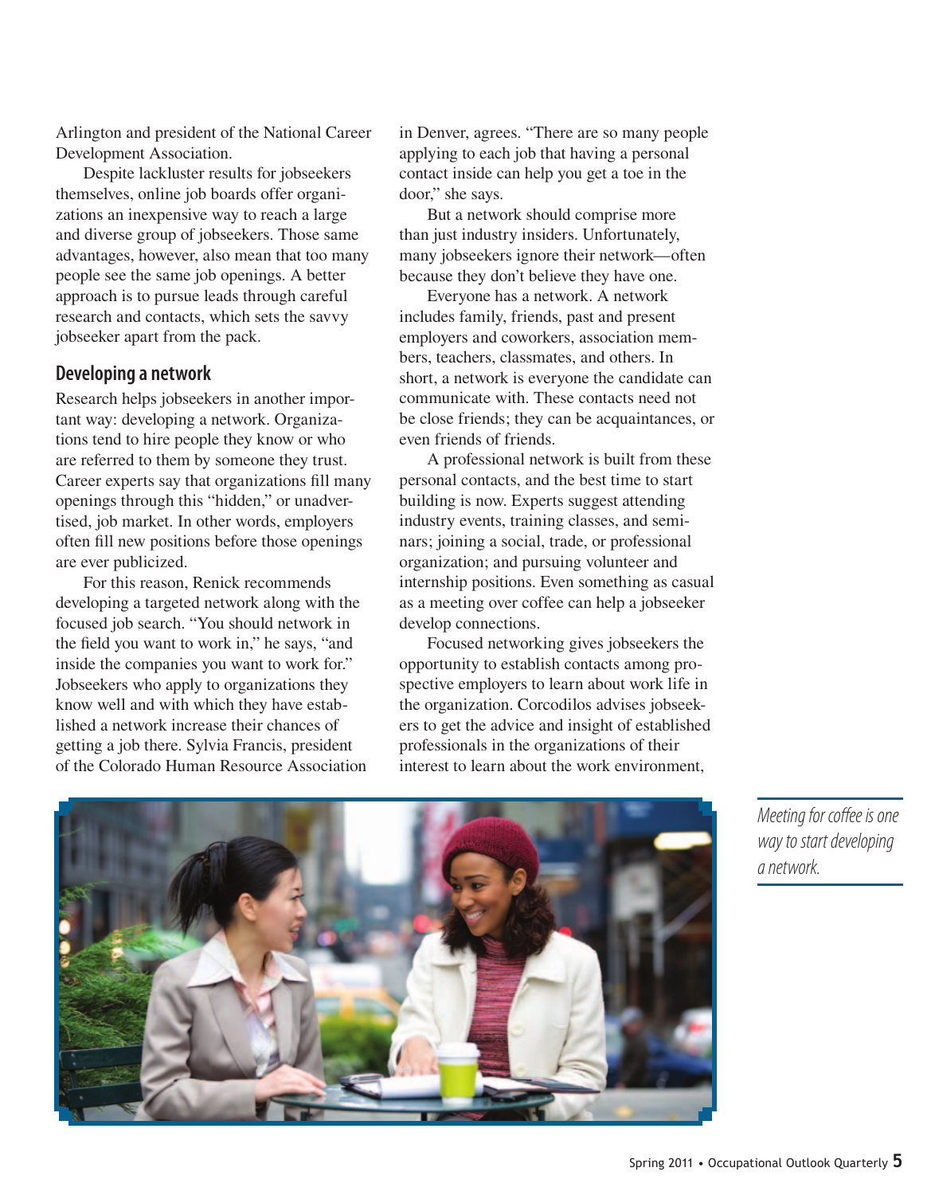Arlington and president of the National Career Development Association.

Despite lackluster results for jobseekers themselves, online job boards offer organizations an inexpensive way to reach a large and diverse group of jobseekers. Those same advantages, however, also mean that too many people see the same job openings. A better approach is to pursue leads through careful research and contacts, which sets the savvy jobseeker apart from the pack.

## Developing a network

Research helps jobseekers in another important way: developing a network. Organizations tend to hire people they know or who are referred to them by someone they trust. Career experts say that organizations fill many openings through this "hidden," or unadvertised, job market. In other words, employers often fill new positions before those openings are ever publicized.

For this reason, Renick recommends developing a targeted network along with the focused job search. "You should network in the field you want to work in," he says, "and inside the companies you want to work for." Jobseekers who apply to organizations they know well and with which they have established a network increase their chances of getting a job there. Sylvia Francis, president of the Colorado Human Resource Association in Denver, agrees. "There are so many people applying to each job that having a personal contact inside can help you get a toe in the door," she says.

But a network should comprise more than just industry insiders. Unfortunately, many jobseekers ignore their network—often because they don't believe they have one.

Everyone has a network. A network includes family, friends, past and present employers and coworkers, association members, teachers, classmates, and others. In short, a network is everyone the candidate can communicate with. These contacts need not be close friends; they can be acquaintances, or even friends of friends.

A professional network is built from these personal contacts, and the best time to start building is now. Experts suggest attending industry events, training classes, and seminars; joining a social, trade, or professional organization; and pursuing volunteer and internship positions. Even something as casual as a meeting over coffee can help a jobseeker develop connections.

Focused networking gives jobseekers the opportunity to establish contacts among prospective employers to learn about work life in the organization. Corcodilos advises jobseekers to get the advice and insight of established professionals in the organizations of their interest to learn about the work environment,

*Meeting for coffee is one way to start developing a network.*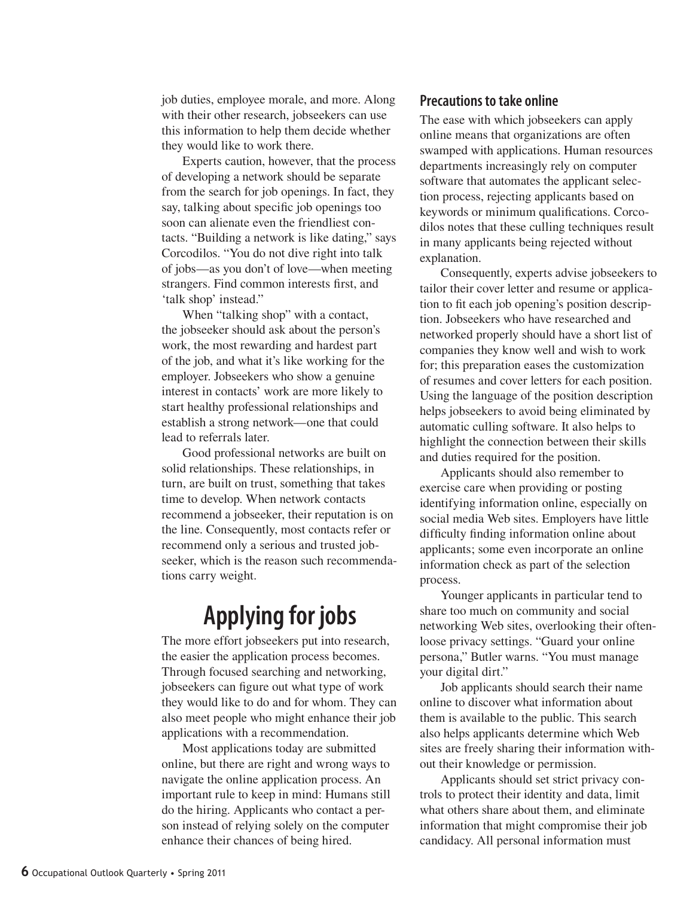job duties, employee morale, and more. Along with their other research, jobseekers can use this information to help them decide whether they would like to work there.

Experts caution, however, that the process of developing a network should be separate from the search for job openings. In fact, they say, talking about specific job openings too soon can alienate even the friendliest contacts. "Building a network is like dating," says Corcodilos. "You do not dive right into talk of jobs—as you don't of love—when meeting strangers. Find common interests first, and 'talk shop' instead."

When "talking shop" with a contact, the jobseeker should ask about the person's work, the most rewarding and hardest part of the job, and what it's like working for the employer. Jobseekers who show a genuine interest in contacts' work are more likely to start healthy professional relationships and establish a strong network—one that could lead to referrals later.

Good professional networks are built on solid relationships. These relationships, in turn, are built on trust, something that takes time to develop. When network contacts recommend a jobseeker, their reputation is on the line. Consequently, most contacts refer or recommend only a serious and trusted jobseeker, which is the reason such recommendations carry weight.

# Applying for jobs

The more effort jobseekers put into research, the easier the application process becomes. Through focused searching and networking, jobseekers can figure out what type of work they would like to do and for whom. They can also meet people who might enhance their job applications with a recommendation.

Most applications today are submitted online, but there are right and wrong ways to navigate the online application process. An important rule to keep in mind: Humans still do the hiring. Applicants who contact a person instead of relying solely on the computer enhance their chances of being hired.

### Precautions to take online

The ease with which jobseekers can apply online means that organizations are often swamped with applications. Human resources departments increasingly rely on computer software that automates the applicant selection process, rejecting applicants based on keywords or minimum qualifications. Corcodilos notes that these culling techniques result in many applicants being rejected without explanation.

Consequently, experts advise jobseekers to tailor their cover letter and resume or application to fit each job opening's position description. Jobseekers who have researched and networked properly should have a short list of companies they know well and wish to work for; this preparation eases the customization of resumes and cover letters for each position. Using the language of the position description helps jobseekers to avoid being eliminated by automatic culling software. It also helps to highlight the connection between their skills and duties required for the position.

Applicants should also remember to exercise care when providing or posting identifying information online, especially on social media Web sites. Employers have little difficulty finding information online about applicants; some even incorporate an online information check as part of the selection process.

Younger applicants in particular tend to share too much on community and social networking Web sites, overlooking their often-loose privacy settings. "Guard your online persona," Butler warns. "You must manage your digital dirt."

Job applicants should search their name online to discover what information about them is available to the public. This search also helps applicants determine which Web sites are freely sharing their information without their knowledge or permission.

Applicants should set strict privacy controls to protect their identity and data, limit what others share about them, and eliminate information that might compromise their job candidacy. All personal information must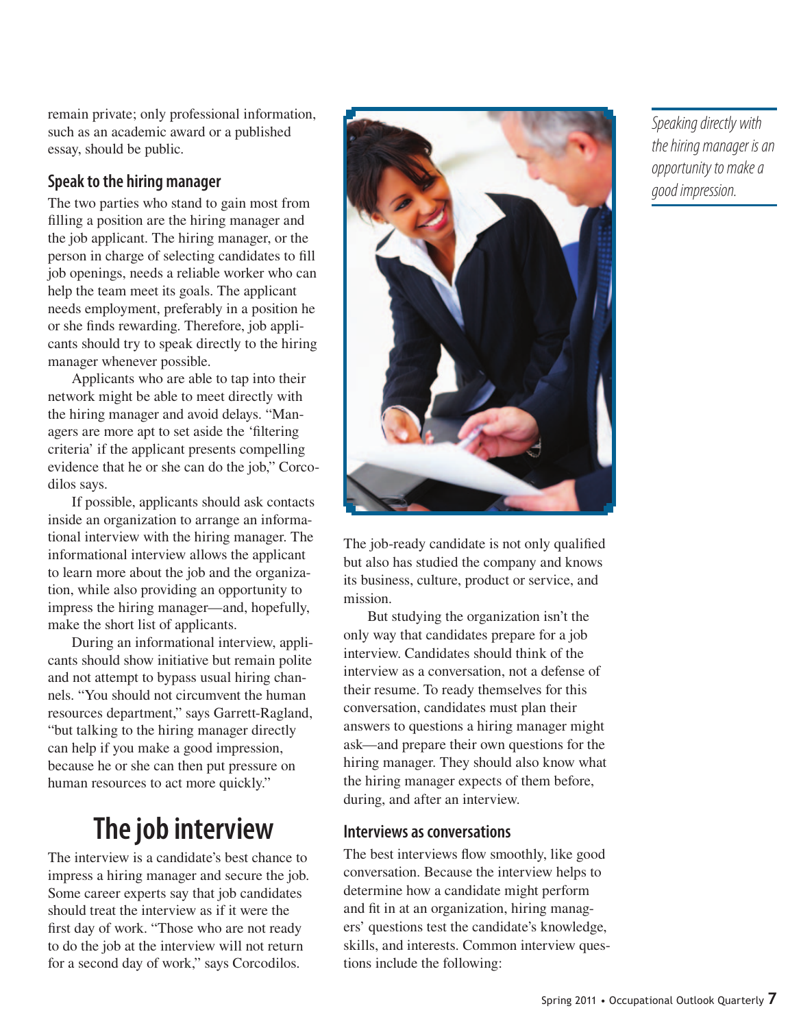remain private; only professional information, such as an academic award or a published essay, should be public.

### Speak to the hiring manager

The two parties who stand to gain most from filling a position are the hiring manager and the job applicant. The hiring manager, or the person in charge of selecting candidates to fill job openings, needs a reliable worker who can help the team meet its goals. The applicant needs employment, preferably in a position he or she finds rewarding. Therefore, job applicants should try to speak directly to the hiring manager whenever possible.

Applicants who are able to tap into their network might be able to meet directly with the hiring manager and avoid delays. "Managers are more apt to set aside the 'filtering criteria' if the applicant presents compelling evidence that he or she can do the job," Corcodilos says.

If possible, applicants should ask contacts inside an organization to arrange an informational interview with the hiring manager. The informational interview allows the applicant to learn more about the job and the organization, while also providing an opportunity to impress the hiring manager—and, hopefully, make the short list of applicants.

During an informational interview, applicants should show initiative but remain polite and not attempt to bypass usual hiring channels. "You should not circumvent the human resources department," says Garrett-Ragland, "but talking to the hiring manager directly can help if you make a good impression, because he or she can then put pressure on human resources to act more quickly."

*Speaking directly with the hiring manager is an opportunity to make a good impression.*

## The job interview

The interview is a candidate's best chance to impress a hiring manager and secure the job. Some career experts say that job candidates should treat the interview as if it were the first day of work. "Those who are not ready to do the job at the interview will not return for a second day of work," says Corcodilos.

The job-ready candidate is not only qualified but also has studied the company and knows its business, culture, product or service, and mission.

But studying the organization isn't the only way that candidates prepare for a job interview. Candidates should think of the interview as a conversation, not a defense of their resume. To ready themselves for this conversation, candidates must plan their answers to questions a hiring manager might ask—and prepare their own questions for the hiring manager. They should also know what the hiring manager expects of them before, during, and after an interview.

### Interviews as conversations

The best interviews flow smoothly, like good conversation. Because the interview helps to determine how a candidate might perform and fit in at an organization, hiring managers' questions test the candidate's knowledge, skills, and interests. Common interview questions include the following: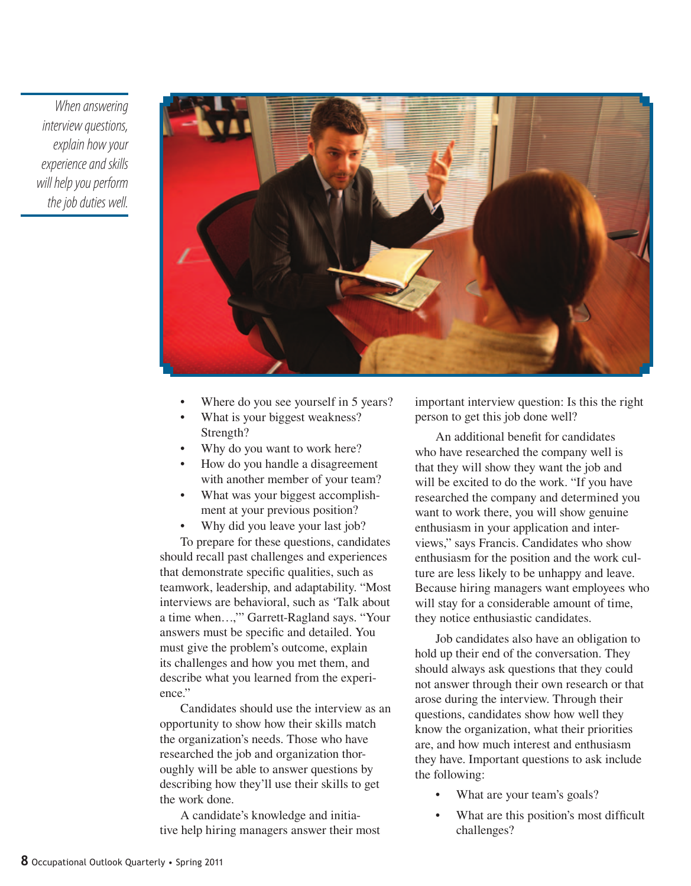*When answering interview questions, explain how your experience and skills will help you perform the job duties well.*

- Where do you see yourself in 5 years?
- What is your biggest weakness? Strength?
- Why do you want to work here?
- How do you handle a disagreement with another member of your team?
- What was your biggest accomplishment at your previous position?
- Why did you leave your last job?

To prepare for these questions, candidates should recall past challenges and experiences that demonstrate specific qualities, such as teamwork, leadership, and adaptability. "Most interviews are behavioral, such as 'Talk about a time when…,'" Garrett-Ragland says. "Your answers must be specific and detailed. You must give the problem's outcome, explain its challenges and how you met them, and describe what you learned from the experience."

Candidates should use the interview as an opportunity to show how their skills match the organization's needs. Those who have researched the job and organization thoroughly will be able to answer questions by describing how they'll use their skills to get the work done.

A candidate's knowledge and initiative help hiring managers answer their most important interview question: Is this the right person to get this job done well?

An additional benefit for candidates who have researched the company well is that they will show they want the job and will be excited to do the work. "If you have researched the company and determined you want to work there, you will show genuine enthusiasm in your application and interviews," says Francis. Candidates who show enthusiasm for the position and the work culture are less likely to be unhappy and leave. Because hiring managers want employees who will stay for a considerable amount of time, they notice enthusiastic candidates.

Job candidates also have an obligation to hold up their end of the conversation. They should always ask questions that they could not answer through their own research or that arose during the interview. Through their questions, candidates show how well they know the organization, what their priorities are, and how much interest and enthusiasm they have. Important questions to ask include the following:

- What are your team's goals?
- What are this position's most difficult challenges?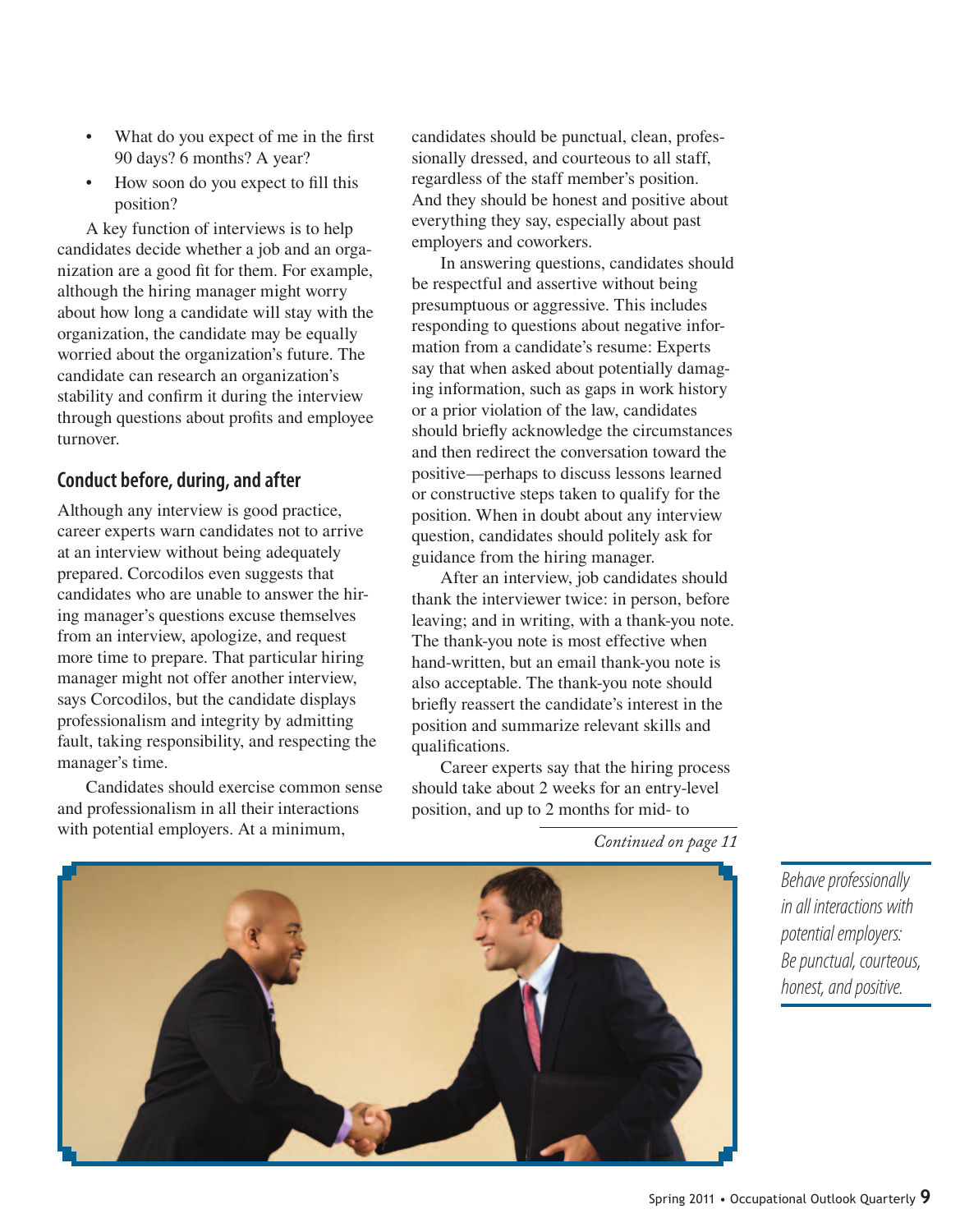- What do you expect of me in the first 90 days? 6 months? A year?
- How soon do you expect to fill this position?

A key function of interviews is to help candidates decide whether a job and an organization are a good fit for them. For example, although the hiring manager might worry about how long a candidate will stay with the organization, the candidate may be equally worried about the organization's future. The candidate can research an organization's stability and confirm it during the interview through questions about profits and employee turnover.

## Conduct before, during, and after

Although any interview is good practice, career experts warn candidates not to arrive at an interview without being adequately prepared. Corcodilos even suggests that candidates who are unable to answer the hiring manager's questions excuse themselves from an interview, apologize, and request more time to prepare. That particular hiring manager might not offer another interview, says Corcodilos, but the candidate displays professionalism and integrity by admitting fault, taking responsibility, and respecting the manager's time.

Candidates should exercise common sense and professionalism in all their interactions with potential employers. At a minimum, candidates should be punctual, clean, professionally dressed, and courteous to all staff, regardless of the staff member's position. And they should be honest and positive about everything they say, especially about past employers and coworkers.

In answering questions, candidates should be respectful and assertive without being presumptuous or aggressive. This includes responding to questions about negative information from a candidate's resume: Experts say that when asked about potentially damaging information, such as gaps in work history or a prior violation of the law, candidates should briefly acknowledge the circumstances and then redirect the conversation toward the positive—perhaps to discuss lessons learned or constructive steps taken to qualify for the position. When in doubt about any interview question, candidates should politely ask for guidance from the hiring manager.

After an interview, job candidates should thank the interviewer twice: in person, before leaving; and in writing, with a thank-you note. The thank-you note is most effective when hand-written, but an email thank-you note is also acceptable. The thank-you note should briefly reassert the candidate's interest in the position and summarize relevant skills and qualifications.

Career experts say that the hiring process should take about 2 weeks for an entry-level position, and up to 2 months for mid- to

*Continued on page 11*

*Behave professionally in all interactions with potential employers: Be punctual, courteous, honest, and positive.*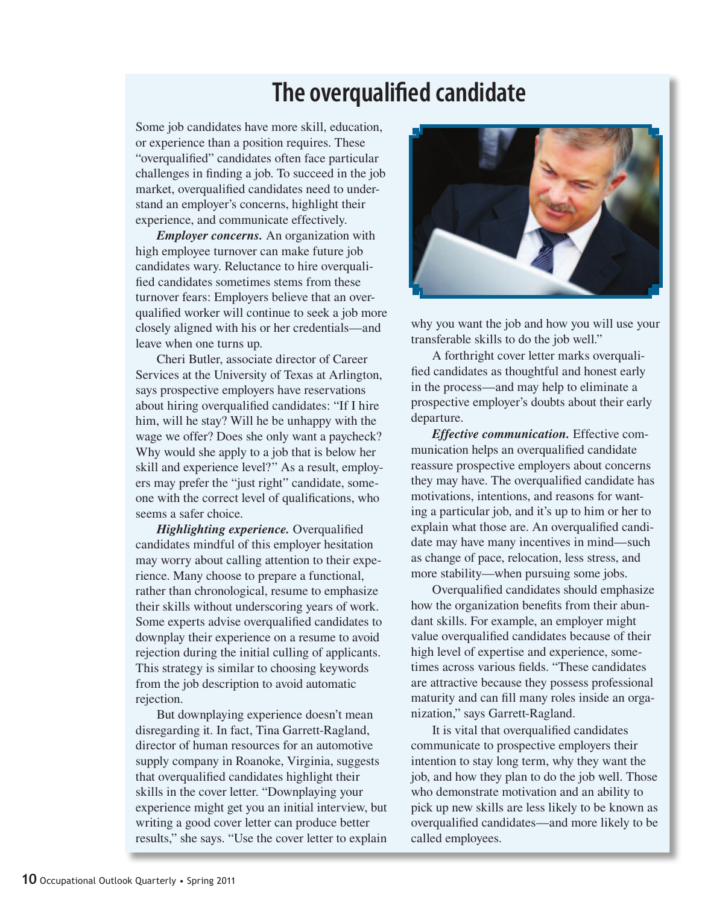# The overqualified candidate

Some job candidates have more skill, education, or experience than a position requires. These "overqualified" candidates often face particular challenges in finding a job. To succeed in the job market, overqualified candidates need to understand an employer's concerns, highlight their experience, and communicate effectively.

***Employer concerns.*** An organization with high employee turnover can make future job candidates wary. Reluctance to hire overqualified candidates sometimes stems from these turnover fears: Employers believe that an overqualified worker will continue to seek a job more closely aligned with his or her credentials—and leave when one turns up.

Cheri Butler, associate director of Career Services at the University of Texas at Arlington, says prospective employers have reservations about hiring overqualified candidates: "If I hire him, will he stay? Will he be unhappy with the wage we offer? Does she only want a paycheck? Why would she apply to a job that is below her skill and experience level?" As a result, employers may prefer the "just right" candidate, someone with the correct level of qualifications, who seems a safer choice.

***Highlighting experience.*** Overqualified candidates mindful of this employer hesitation may worry about calling attention to their experience. Many choose to prepare a functional, rather than chronological, resume to emphasize their skills without underscoring years of work. Some experts advise overqualified candidates to downplay their experience on a resume to avoid rejection during the initial culling of applicants. This strategy is similar to choosing keywords from the job description to avoid automatic rejection.

But downplaying experience doesn't mean disregarding it. In fact, Tina Garrett-Ragland, director of human resources for an automotive supply company in Roanoke, Virginia, suggests that overqualified candidates highlight their skills in the cover letter. "Downplaying your experience might get you an initial interview, but writing a good cover letter can produce better results," she says. "Use the cover letter to explain why you want the job and how you will use your transferable skills to do the job well."

A forthright cover letter marks overqualified candidates as thoughtful and honest early in the process—and may help to eliminate a prospective employer's doubts about their early departure.

***Effective communication.*** Effective communication helps an overqualified candidate reassure prospective employers about concerns they may have. The overqualified candidate has motivations, intentions, and reasons for wanting a particular job, and it's up to him or her to explain what those are. An overqualified candidate may have many incentives in mind—such as change of pace, relocation, less stress, and more stability—when pursuing some jobs.

Overqualified candidates should emphasize how the organization benefits from their abundant skills. For example, an employer might value overqualified candidates because of their high level of expertise and experience, sometimes across various fields. "These candidates are attractive because they possess professional maturity and can fill many roles inside an organization," says Garrett-Ragland.

It is vital that overqualified candidates communicate to prospective employers their intention to stay long term, why they want the job, and how they plan to do the job well. Those who demonstrate motivation and an ability to pick up new skills are less likely to be known as overqualified candidates—and more likely to be called employees.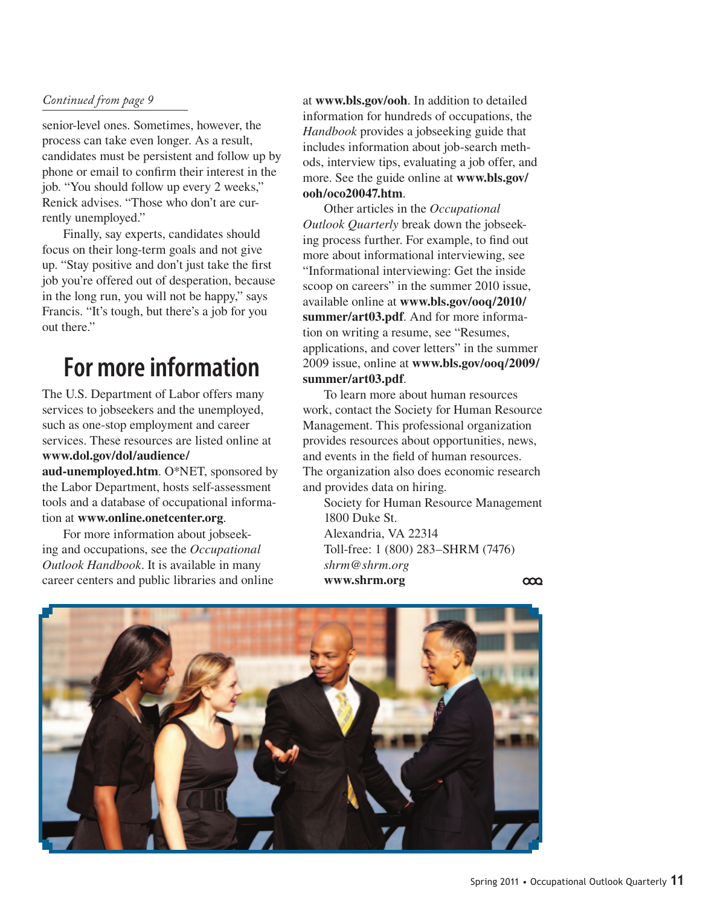*Continued from page 9*

senior-level ones. Sometimes, however, the process can take even longer. As a result, candidates must be persistent and follow up by phone or email to confirm their interest in the job. "You should follow up every 2 weeks," Renick advises. "Those who don't are currently unemployed."

Finally, say experts, candidates should focus on their long-term goals and not give up. "Stay positive and don't just take the first job you're offered out of desperation, because in the long run, you will not be happy," says Francis. "It's tough, but there's a job for you out there."

## For more information

The U.S. Department of Labor offers many services to jobseekers and the unemployed, such as one-stop employment and career services. These resources are listed online at **www.dol.gov/dol/audience/aud-unemployed.htm**. O*NET, sponsored by the Labor Department, hosts self-assessment tools and a database of occupational information at **www.online.onetcenter.org**.

For more information about jobseeking and occupations, see the *Occupational Outlook Handbook*. It is available in many career centers and public libraries and online at **www.bls.gov/ooh**. In addition to detailed information for hundreds of occupations, the *Handbook* provides a jobseeking guide that includes information about job-search methods, interview tips, evaluating a job offer, and more. See the guide online at **www.bls.gov/ooh/oco20047.htm**.

Other articles in the *Occupational Outlook Quarterly* break down the jobseeking process further. For example, to find out more about informational interviewing, see "Informational interviewing: Get the inside scoop on careers" in the summer 2010 issue, available online at **www.bls.gov/ooq/2010/summer/art03.pdf**. And for more information on writing a resume, see "Resumes, applications, and cover letters" in the summer 2009 issue, online at **www.bls.gov/ooq/2009/summer/art03.pdf**.

To learn more about human resources work, contact the Society for Human Resource Management. This professional organization provides resources about opportunities, news, and events in the field of human resources. The organization also does economic research and provides data on hiring.

Society for Human Resource Management
1800 Duke St.
Alexandria, VA 22314
Toll-free: 1 (800) 283–SHRM (7476)
*shrm@shrm.org*
**www.shrm.org**